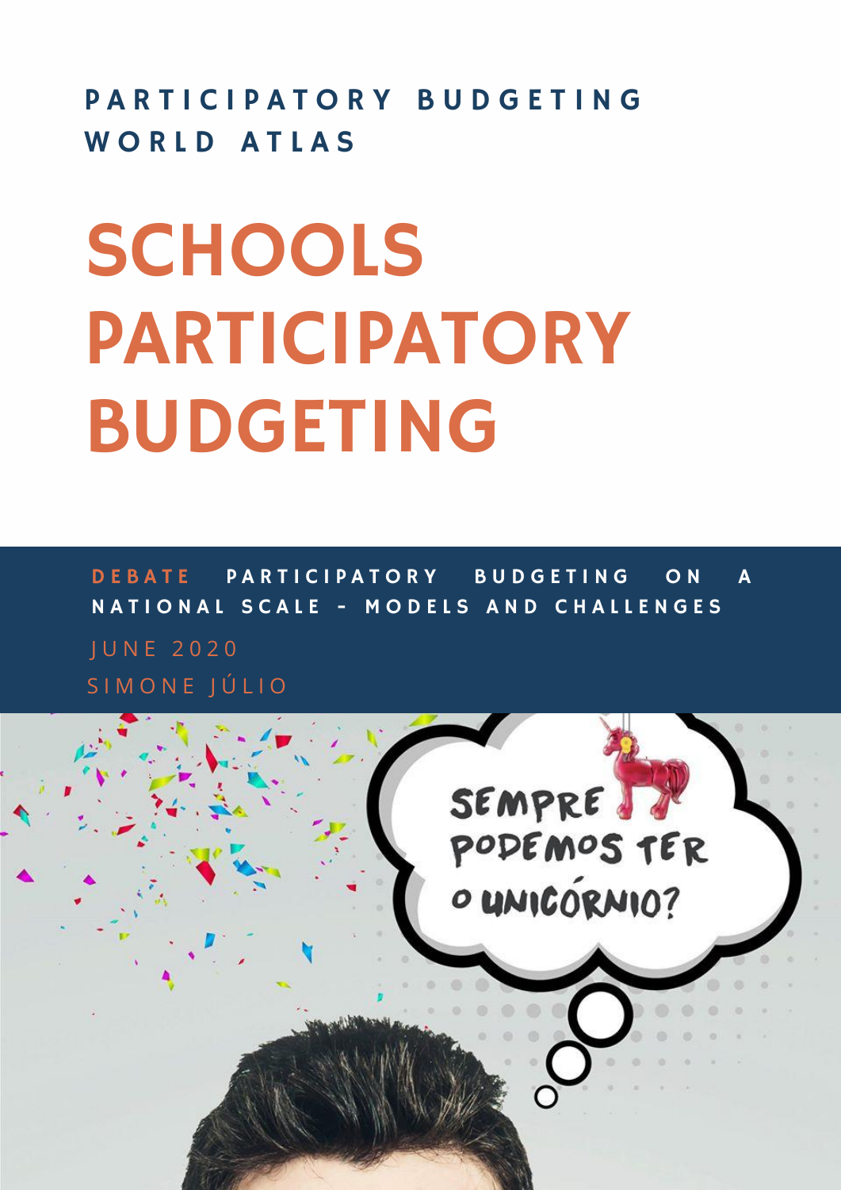PARTICIPATORY BUDGETING WORLD ATLAS

# SCHOOLS PARTICIPATORY BUDGETING

**DEBATE** PARTICIPATORY BUDGETING ON A NATIONAL SCALE - MODELS AND CHALLENGES

JUNE 2020

SIMONE JÚLIO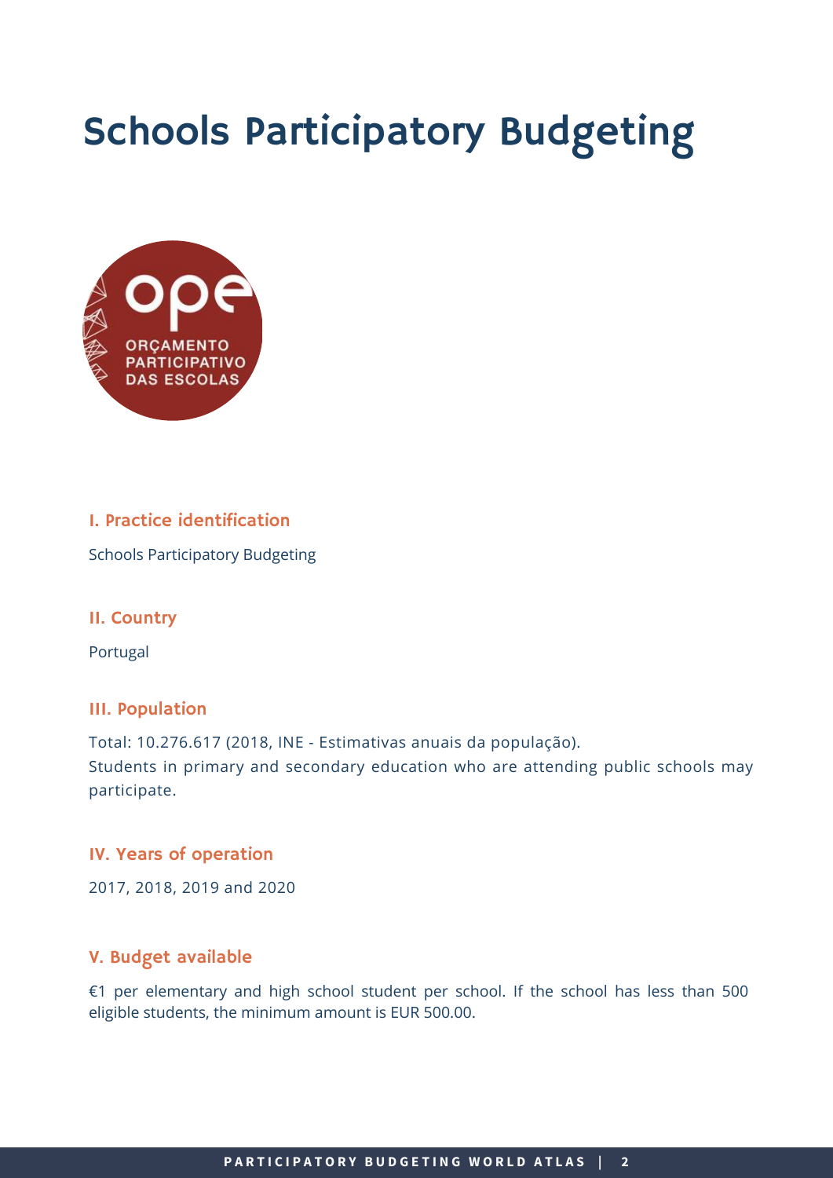# Schools Participatory Budgeting

### I. Practice identification

Schools Participatory Budgeting

### II. Country

Portugal

### III. Population

Total: 10.276.617 (2018, INE - Estimativas anuais da população).
Students in primary and secondary education who are attending public schools may participate.

### IV. Years of operation

2017, 2018, 2019 and 2020

### V. Budget available

€1 per elementary and high school student per school. If the school has less than 500 eligible students, the minimum amount is EUR 500.00.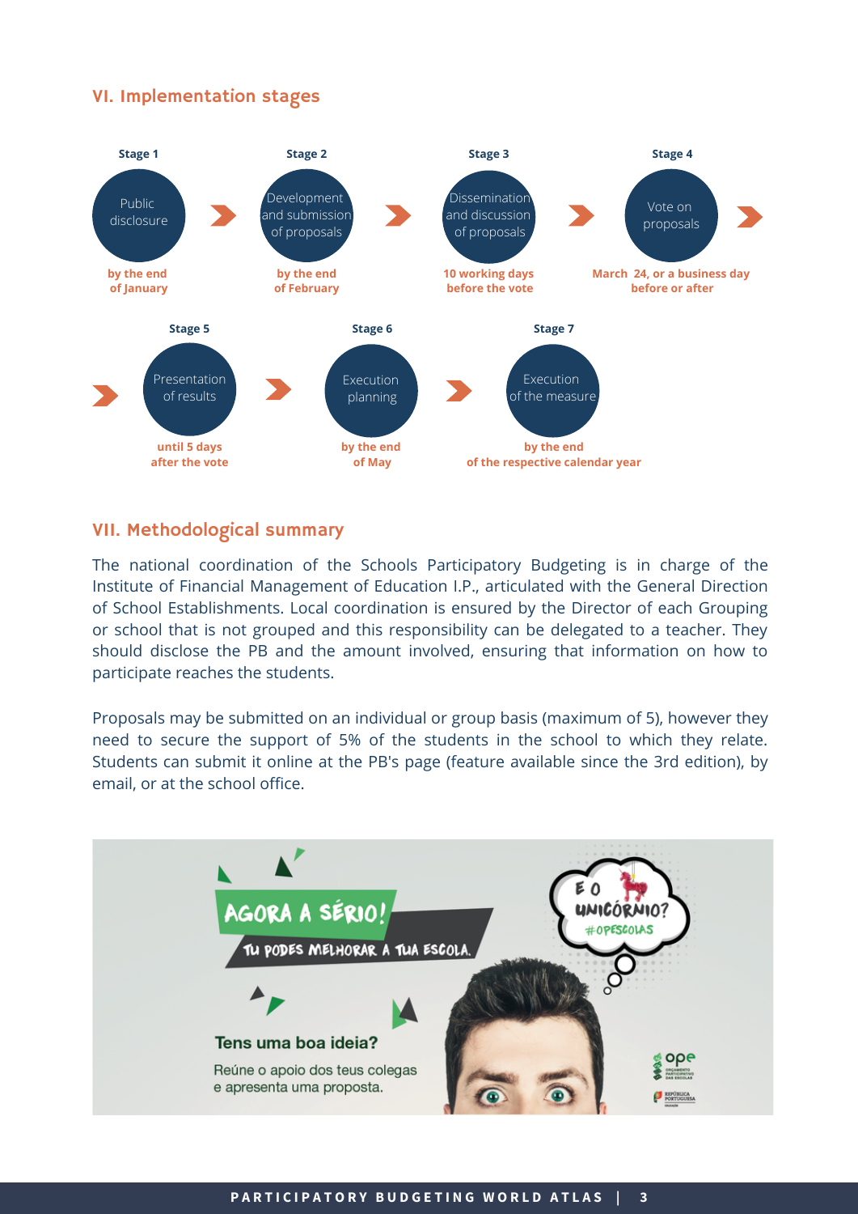## VI. Implementation stages

**Stage 1**
Public disclosure
**by the end of January**

**Stage 2**
Development and submission of proposals
**by the end of February**

**Stage 3**
Dissemination and discussion of proposals
**10 working days before the vote**

**Stage 4**
Vote on proposals
**March 24, or a business day before or after**

**Stage 5**
Presentation of results
**until 5 days after the vote**

**Stage 6**
Execution planning
**by the end of May**

**Stage 7**
Execution of the measure
**by the end of the respective calendar year**

## VII. Methodological summary

The national coordination of the Schools Participatory Budgeting is in charge of the Institute of Financial Management of Education I.P., articulated with the General Direction of School Establishments. Local coordination is ensured by the Director of each Grouping or school that is not grouped and this responsibility can be delegated to a teacher. They should disclose the PB and the amount involved, ensuring that information on how to participate reaches the students.

Proposals may be submitted on an individual or group basis (maximum of 5), however they need to secure the support of 5% of the students in the school to which they relate. Students can submit it online at the PB's page (feature available since the 3rd edition), by email, or at the school office.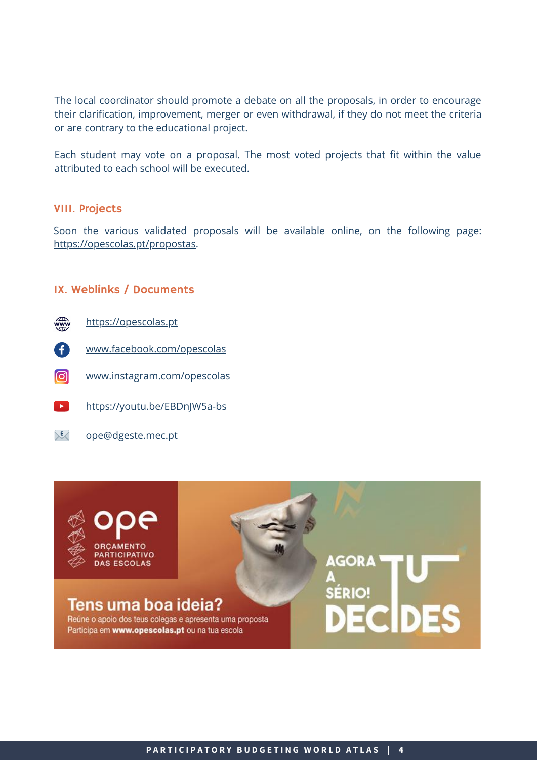The local coordinator should promote a debate on all the proposals, in order to encourage their clarification, improvement, merger or even withdrawal, if they do not meet the criteria or are contrary to the educational project.

Each student may vote on a proposal. The most voted projects that fit within the value attributed to each school will be executed.

## VIII. Projects

Soon the various validated proposals will be available online, on the following page: https://opescolas.pt/propostas.

## IX. Weblinks / Documents

- https://opescolas.pt
- www.facebook.com/opescolas
- www.instagram.com/opescolas
- https://youtu.be/EBDnJW5a-bs
- ope@dgeste.mec.pt